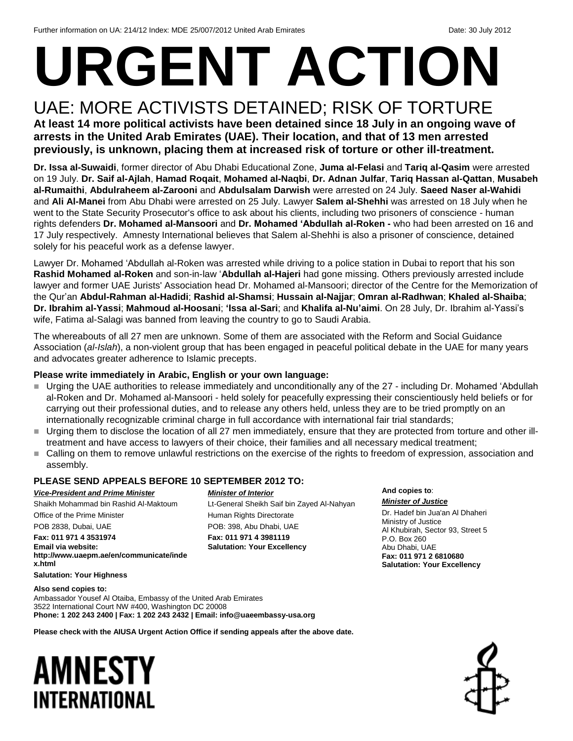Further information on UA: 214/12 Index: MDE 25/007/2012 United Arab Emirates Date: 30 July 2012

# URGENT ACTION

## UAE: MORE ACTIVISTS DETAINED; RISK OF TORTURE

**At least 14 more political activists have been detained since 18 July in an ongoing wave of arrests in the United Arab Emirates (UAE). Their location, and that of 13 men arrested previously, is unknown, placing them at increased risk of torture or other ill-treatment.**

**Dr. Issa al-Suwaidi**, former director of Abu Dhabi Educational Zone, **Juma al-Felasi** and **Tariq al-Qasim** were arrested on 19 July. **Dr. Saif al-Ajlah**, **Hamad Roqait**, **Mohamed al-Naqbi**, **Dr. Adnan Julfar**, **Tariq Hassan al-Qattan**, **Musabeh al-Rumaithi**, **Abdulraheem al-Zarooni** and **Abdulsalam Darwish** were arrested on 24 July. **Saeed Naser al-Wahidi** and **Ali Al-Manei** from Abu Dhabi were arrested on 25 July. Lawyer **Salem al-Shehhi** was arrested on 18 July when he went to the State Security Prosecutor's office to ask about his clients, including two prisoners of conscience - human rights defenders **Dr. Mohamed al-Mansoori** and **Dr. Mohamed 'Abdullah al-Roken -** who had been arrested on 16 and 17 July respectively. Amnesty International believes that Salem al-Shehhi is also a prisoner of conscience, detained solely for his peaceful work as a defense lawyer.

Lawyer Dr. Mohamed 'Abdullah al-Roken was arrested while driving to a police station in Dubai to report that his son **Rashid Mohamed al-Roken** and son-in-law '**Abdullah al-Hajeri** had gone missing. Others previously arrested include lawyer and former UAE Jurists' Association head Dr. Mohamed al-Mansoori; director of the Centre for the Memorization of the Qur'an **Abdul-Rahman al-Hadidi**; **Rashid al-Shamsi**; **Hussain al-Najjar**; **Omran al-Radhwan**; **Khaled al-Shaiba**; **Dr. Ibrahim al-Yassi**; **Mahmoud al-Hoosani**; **'Issa al-Sari**; and **Khalifa al-Nu'aimi**. On 28 July, Dr. Ibrahim al-Yassi's wife, Fatima al-Salagi was banned from leaving the country to go to Saudi Arabia.

The whereabouts of all 27 men are unknown. Some of them are associated with the Reform and Social Guidance Association (*al-Islah*), a non-violent group that has been engaged in peaceful political debate in the UAE for many years and advocates greater adherence to Islamic precepts.

**Please write immediately in Arabic, English or your own language:**

- Urging the UAE authorities to release immediately and unconditionally any of the 27 - including Dr. Mohamed 'Abdullah al-Roken and Dr. Mohamed al-Mansoori - held solely for peacefully expressing their conscientiously held beliefs or for carrying out their professional duties, and to release any others held, unless they are to be tried promptly on an internationally recognizable criminal charge in full accordance with international fair trial standards;
- Urging them to disclose the location of all 27 men immediately, ensure that they are protected from torture and other ill-treatment and have access to lawyers of their choice, their families and all necessary medical treatment;
- Calling on them to remove unlawful restrictions on the exercise of the rights to freedom of expression, association and assembly.

### PLEASE SEND APPEALS BEFORE 10 SEPTEMBER 2012 TO:

***Vice-President and Prime Minister***
Shaikh Mohammad bin Rashid Al-Maktoum
Office of the Prime Minister
POB 2838, Dubai, UAE
**Fax: 011 971 4 3531974**
**Email via website: http://www.uaepm.ae/en/communicate/index.html**
**Salutation: Your Highness**

***Minister of Interior***
Lt-General Sheikh Saif bin Zayed Al-Nahyan
Human Rights Directorate
POB: 398, Abu Dhabi, UAE
**Fax: 011 971 4 3981119**
**Salutation: Your Excellency**

**And copies to**:
***Minister of Justice***
Dr. Hadef bin Jua'an Al Dhaheri
Ministry of Justice
Al Khubirah, Sector 93, Street 5
P.O. Box 260
Abu Dhabi, UAE
**Fax: 011 971 2 6810680**
**Salutation: Your Excellency**

**Also send copies to:**
Ambassador Yousef Al Otaiba, Embassy of the United Arab Emirates
3522 International Court NW #400, Washington DC 20008
**Phone: 1 202 243 2400 | Fax: 1 202 243 2432 | Email: info@uaeembassy-usa.org**

**Please check with the AIUSA Urgent Action Office if sending appeals after the above date.**

AMNESTY INTERNATIONAL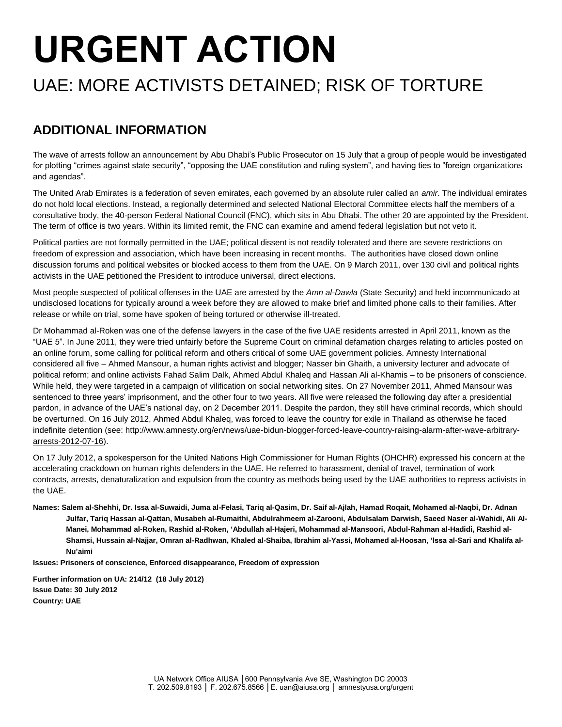# URGENT ACTION

## UAE: MORE ACTIVISTS DETAINED; RISK OF TORTURE

### ADDITIONAL INFORMATION

The wave of arrests follow an announcement by Abu Dhabi's Public Prosecutor on 15 July that a group of people would be investigated for plotting "crimes against state security", "opposing the UAE constitution and ruling system", and having ties to "foreign organizations and agendas".

The United Arab Emirates is a federation of seven emirates, each governed by an absolute ruler called an *amir*. The individual emirates do not hold local elections. Instead, a regionally determined and selected National Electoral Committee elects half the members of a consultative body, the 40-person Federal National Council (FNC), which sits in Abu Dhabi. The other 20 are appointed by the President. The term of office is two years. Within its limited remit, the FNC can examine and amend federal legislation but not veto it.

Political parties are not formally permitted in the UAE; political dissent is not readily tolerated and there are severe restrictions on freedom of expression and association, which have been increasing in recent months. The authorities have closed down online discussion forums and political websites or blocked access to them from the UAE. On 9 March 2011, over 130 civil and political rights activists in the UAE petitioned the President to introduce universal, direct elections.

Most people suspected of political offenses in the UAE are arrested by the *Amn al-Dawla* (State Security) and held incommunicado at undisclosed locations for typically around a week before they are allowed to make brief and limited phone calls to their families. After release or while on trial, some have spoken of being tortured or otherwise ill-treated.

Dr Mohammad al-Roken was one of the defense lawyers in the case of the five UAE residents arrested in April 2011, known as the "UAE 5". In June 2011, they were tried unfairly before the Supreme Court on criminal defamation charges relating to articles posted on an online forum, some calling for political reform and others critical of some UAE government policies. Amnesty International considered all five – Ahmed Mansour, a human rights activist and blogger; Nasser bin Ghaith, a university lecturer and advocate of political reform; and online activists Fahad Salim Dalk, Ahmed Abdul Khaleq and Hassan Ali al-Khamis – to be prisoners of conscience. While held, they were targeted in a campaign of vilification on social networking sites. On 27 November 2011, Ahmed Mansour was sentenced to three years' imprisonment, and the other four to two years. All five were released the following day after a presidential pardon, in advance of the UAE's national day, on 2 December 2011. Despite the pardon, they still have criminal records, which should be overturned. On 16 July 2012, Ahmed Abdul Khaleq, was forced to leave the country for exile in Thailand as otherwise he faced indefinite detention (see: http://www.amnesty.org/en/news/uae-bidun-blogger-forced-leave-country-raising-alarm-after-wave-arbitrary-arrests-2012-07-16).

On 17 July 2012, a spokesperson for the United Nations High Commissioner for Human Rights (OHCHR) expressed his concern at the accelerating crackdown on human rights defenders in the UAE. He referred to harassment, denial of travel, termination of work contracts, arrests, denaturalization and expulsion from the country as methods being used by the UAE authorities to repress activists in the UAE.

**Names: Salem al-Shehhi, Dr. Issa al-Suwaidi, Juma al-Felasi, Tariq al-Qasim, Dr. Saif al-Ajlah, Hamad Roqait, Mohamed al-Naqbi, Dr. Adnan Julfar, Tariq Hassan al-Qattan, Musabeh al-Rumaithi, Abdulrahmeem al-Zarooni, Abdulsalam Darwish, Saeed Naser al-Wahidi, Ali Al-Manei, Mohammad al-Roken, Rashid al-Roken, 'Abdullah al-Hajeri, Mohammad al-Mansoori, Abdul-Rahman al-Hadidi, Rashid al-Shamsi, Hussain al-Najjar, Omran al-Radhwan, Khaled al-Shaiba, Ibrahim al-Yassi, Mohamed al-Hoosan, 'Issa al-Sari and Khalifa al-Nu'aimi**

**Issues: Prisoners of conscience, Enforced disappearance, Freedom of expression**

**Further information on UA: 214/12 (18 July 2012)**
**Issue Date: 30 July 2012**
**Country: UAE**

UA Network Office AIUSA │600 Pennsylvania Ave SE, Washington DC 20003
T. 202.509.8193 │ F. 202.675.8566 │E. uan@aiusa.org │ amnestyusa.org/urgent